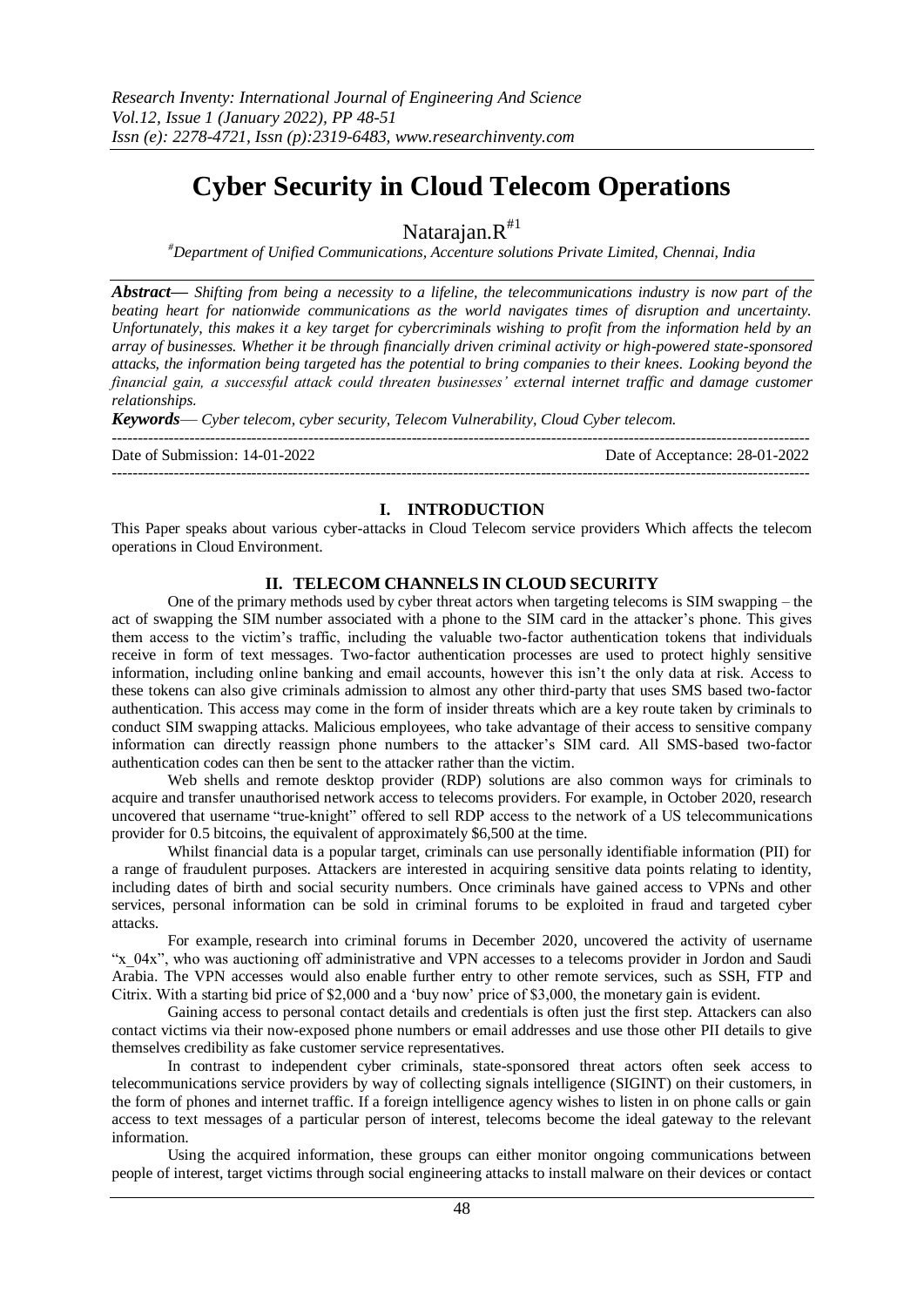# Cyber Security in Cloud Telecom Operations

Natarajan.R[#1]

[#] *Department of Unified Communications, Accenture solutions Private Limited, Chennai, India*

***Abstract—*** *Shifting from being a necessity to a lifeline, the telecommunications industry is now part of the beating heart for nationwide communications as the world navigates times of disruption and uncertainty. Unfortunately, this makes it a key target for cybercriminals wishing to profit from the information held by an array of businesses. Whether it be through financially driven criminal activity or high-powered state-sponsored attacks, the information being targeted has the potential to bring companies to their knees. Looking beyond the financial gain, a successful attack could threaten businesses' external internet traffic and damage customer relationships.*

***Keywords***— *Cyber telecom, cyber security, Telecom Vulnerability, Cloud Cyber telecom.*

---

Date of Submission: 14-01-2022 Date of Acceptance: 28-01-2022

---

## I. INTRODUCTION

This Paper speaks about various cyber-attacks in Cloud Telecom service providers Which affects the telecom operations in Cloud Environment.

## II. TELECOM CHANNELS IN CLOUD SECURITY

One of the primary methods used by cyber threat actors when targeting telecoms is SIM swapping – the act of swapping the SIM number associated with a phone to the SIM card in the attacker's phone. This gives them access to the victim's traffic, including the valuable two-factor authentication tokens that individuals receive in form of text messages. Two-factor authentication processes are used to protect highly sensitive information, including online banking and email accounts, however this isn't the only data at risk. Access to these tokens can also give criminals admission to almost any other third-party that uses SMS based two-factor authentication. This access may come in the form of insider threats which are a key route taken by criminals to conduct SIM swapping attacks. Malicious employees, who take advantage of their access to sensitive company information can directly reassign phone numbers to the attacker's SIM card. All SMS-based two-factor authentication codes can then be sent to the attacker rather than the victim.

Web shells and remote desktop provider (RDP) solutions are also common ways for criminals to acquire and transfer unauthorised network access to telecoms providers. For example, in October 2020, research uncovered that username "true-knight" offered to sell RDP access to the network of a US telecommunications provider for 0.5 bitcoins, the equivalent of approximately $6,500 at the time.

Whilst financial data is a popular target, criminals can use personally identifiable information (PII) for a range of fraudulent purposes. Attackers are interested in acquiring sensitive data points relating to identity, including dates of birth and social security numbers. Once criminals have gained access to VPNs and other services, personal information can be sold in criminal forums to be exploited in fraud and targeted cyber attacks.

For example, research into criminal forums in December 2020, uncovered the activity of username "x_04x", who was auctioning off administrative and VPN accesses to a telecoms provider in Jordon and Saudi Arabia. The VPN accesses would also enable further entry to other remote services, such as SSH, FTP and Citrix. With a starting bid price of $2,000 and a 'buy now' price of $3,000, the monetary gain is evident.

Gaining access to personal contact details and credentials is often just the first step. Attackers can also contact victims via their now-exposed phone numbers or email addresses and use those other PII details to give themselves credibility as fake customer service representatives.

In contrast to independent cyber criminals, state-sponsored threat actors often seek access to telecommunications service providers by way of collecting signals intelligence (SIGINT) on their customers, in the form of phones and internet traffic. If a foreign intelligence agency wishes to listen in on phone calls or gain access to text messages of a particular person of interest, telecoms become the ideal gateway to the relevant information.

Using the acquired information, these groups can either monitor ongoing communications between people of interest, target victims through social engineering attacks to install malware on their devices or contact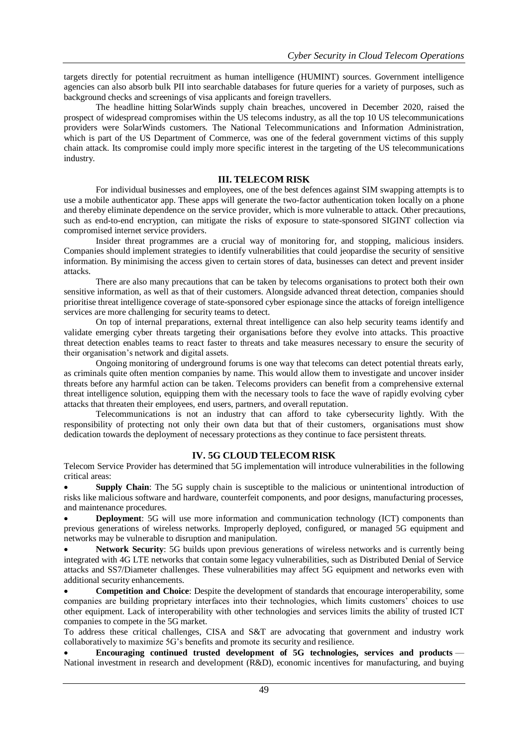targets directly for potential recruitment as human intelligence (HUMINT) sources. Government intelligence agencies can also absorb bulk PII into searchable databases for future queries for a variety of purposes, such as background checks and screenings of visa applicants and foreign travellers.

The headline hitting SolarWinds supply chain breaches, uncovered in December 2020, raised the prospect of widespread compromises within the US telecoms industry, as all the top 10 US telecommunications providers were SolarWinds customers. The National Telecommunications and Information Administration, which is part of the US Department of Commerce, was one of the federal government victims of this supply chain attack. Its compromise could imply more specific interest in the targeting of the US telecommunications industry.

## III. TELECOM RISK

For individual businesses and employees, one of the best defences against SIM swapping attempts is to use a mobile authenticator app. These apps will generate the two-factor authentication token locally on a phone and thereby eliminate dependence on the service provider, which is more vulnerable to attack. Other precautions, such as end-to-end encryption, can mitigate the risks of exposure to state-sponsored SIGINT collection via compromised internet service providers.

Insider threat programmes are a crucial way of monitoring for, and stopping, malicious insiders. Companies should implement strategies to identify vulnerabilities that could jeopardise the security of sensitive information. By minimising the access given to certain stores of data, businesses can detect and prevent insider attacks.

There are also many precautions that can be taken by telecoms organisations to protect both their own sensitive information, as well as that of their customers. Alongside advanced threat detection, companies should prioritise threat intelligence coverage of state-sponsored cyber espionage since the attacks of foreign intelligence services are more challenging for security teams to detect.

On top of internal preparations, external threat intelligence can also help security teams identify and validate emerging cyber threats targeting their organisations before they evolve into attacks. This proactive threat detection enables teams to react faster to threats and take measures necessary to ensure the security of their organisation's network and digital assets.

Ongoing monitoring of underground forums is one way that telecoms can detect potential threats early, as criminals quite often mention companies by name. This would allow them to investigate and uncover insider threats before any harmful action can be taken. Telecoms providers can benefit from a comprehensive external threat intelligence solution, equipping them with the necessary tools to face the wave of rapidly evolving cyber attacks that threaten their employees, end users, partners, and overall reputation.

Telecommunications is not an industry that can afford to take cybersecurity lightly. With the responsibility of protecting not only their own data but that of their customers, organisations must show dedication towards the deployment of necessary protections as they continue to face persistent threats.

## IV. 5G CLOUD TELECOM RISK

Telecom Service Provider has determined that 5G implementation will introduce vulnerabilities in the following critical areas:

- **Supply Chain**: The 5G supply chain is susceptible to the malicious or unintentional introduction of risks like malicious software and hardware, counterfeit components, and poor designs, manufacturing processes, and maintenance procedures.
- **Deployment**: 5G will use more information and communication technology (ICT) components than previous generations of wireless networks. Improperly deployed, configured, or managed 5G equipment and networks may be vulnerable to disruption and manipulation.
- **Network Security**: 5G builds upon previous generations of wireless networks and is currently being integrated with 4G LTE networks that contain some legacy vulnerabilities, such as Distributed Denial of Service attacks and SS7/Diameter challenges. These vulnerabilities may affect 5G equipment and networks even with additional security enhancements.
- **Competition and Choice**: Despite the development of standards that encourage interoperability, some companies are building proprietary interfaces into their technologies, which limits customers' choices to use other equipment. Lack of interoperability with other technologies and services limits the ability of trusted ICT companies to compete in the 5G market.

To address these critical challenges, CISA and S&T are advocating that government and industry work collaboratively to maximize 5G's benefits and promote its security and resilience.

- **Encouraging continued trusted development of 5G technologies, services and products** — National investment in research and development (R&D), economic incentives for manufacturing, and buying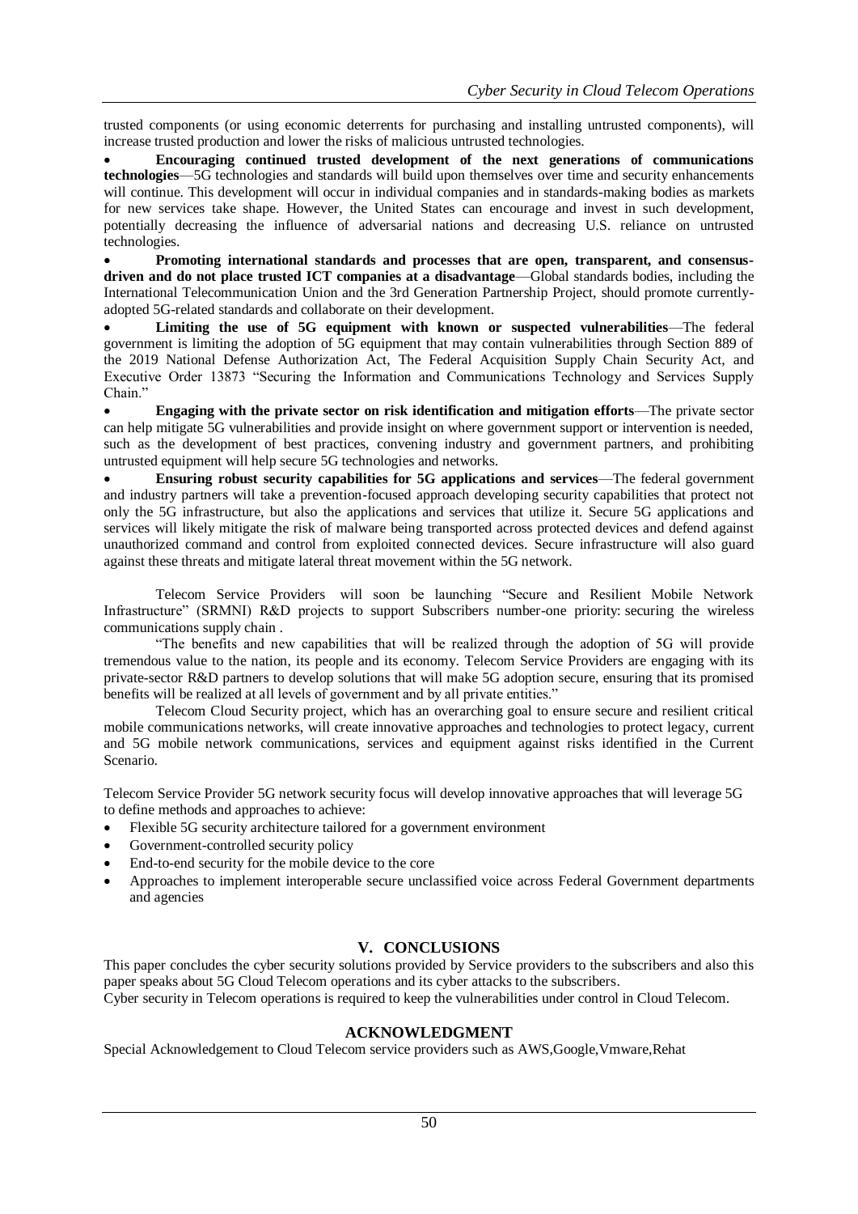trusted components (or using economic deterrents for purchasing and installing untrusted components), will increase trusted production and lower the risks of malicious untrusted technologies.

- **Encouraging continued trusted development of the next generations of communications technologies**—5G technologies and standards will build upon themselves over time and security enhancements will continue. This development will occur in individual companies and in standards-making bodies as markets for new services take shape. However, the United States can encourage and invest in such development, potentially decreasing the influence of adversarial nations and decreasing U.S. reliance on untrusted technologies.
- **Promoting international standards and processes that are open, transparent, and consensus-driven and do not place trusted ICT companies at a disadvantage**—Global standards bodies, including the International Telecommunication Union and the 3rd Generation Partnership Project, should promote currently-adopted 5G-related standards and collaborate on their development.
- **Limiting the use of 5G equipment with known or suspected vulnerabilities**—The federal government is limiting the adoption of 5G equipment that may contain vulnerabilities through Section 889 of the 2019 National Defense Authorization Act, The Federal Acquisition Supply Chain Security Act, and Executive Order 13873 "Securing the Information and Communications Technology and Services Supply Chain."
- **Engaging with the private sector on risk identification and mitigation efforts**—The private sector can help mitigate 5G vulnerabilities and provide insight on where government support or intervention is needed, such as the development of best practices, convening industry and government partners, and prohibiting untrusted equipment will help secure 5G technologies and networks.
- **Ensuring robust security capabilities for 5G applications and services**—The federal government and industry partners will take a prevention-focused approach developing security capabilities that protect not only the 5G infrastructure, but also the applications and services that utilize it. Secure 5G applications and services will likely mitigate the risk of malware being transported across protected devices and defend against unauthorized command and control from exploited connected devices. Secure infrastructure will also guard against these threats and mitigate lateral threat movement within the 5G network.

Telecom Service Providers will soon be launching "Secure and Resilient Mobile Network Infrastructure" (SRMNI) R&D projects to support Subscribers number-one priority: securing the wireless communications supply chain .

"The benefits and new capabilities that will be realized through the adoption of 5G will provide tremendous value to the nation, its people and its economy. Telecom Service Providers are engaging with its private-sector R&D partners to develop solutions that will make 5G adoption secure, ensuring that its promised benefits will be realized at all levels of government and by all private entities."

Telecom Cloud Security project, which has an overarching goal to ensure secure and resilient critical mobile communications networks, will create innovative approaches and technologies to protect legacy, current and 5G mobile network communications, services and equipment against risks identified in the Current Scenario.

Telecom Service Provider 5G network security focus will develop innovative approaches that will leverage 5G to define methods and approaches to achieve:

- Flexible 5G security architecture tailored for a government environment
- Government-controlled security policy
- End-to-end security for the mobile device to the core
- Approaches to implement interoperable secure unclassified voice across Federal Government departments and agencies

## V. CONCLUSIONS

This paper concludes the cyber security solutions provided by Service providers to the subscribers and also this paper speaks about 5G Cloud Telecom operations and its cyber attacks to the subscribers.
Cyber security in Telecom operations is required to keep the vulnerabilities under control in Cloud Telecom.

## ACKNOWLEDGMENT

Special Acknowledgement to Cloud Telecom service providers such as AWS,Google,Vmware,Rehat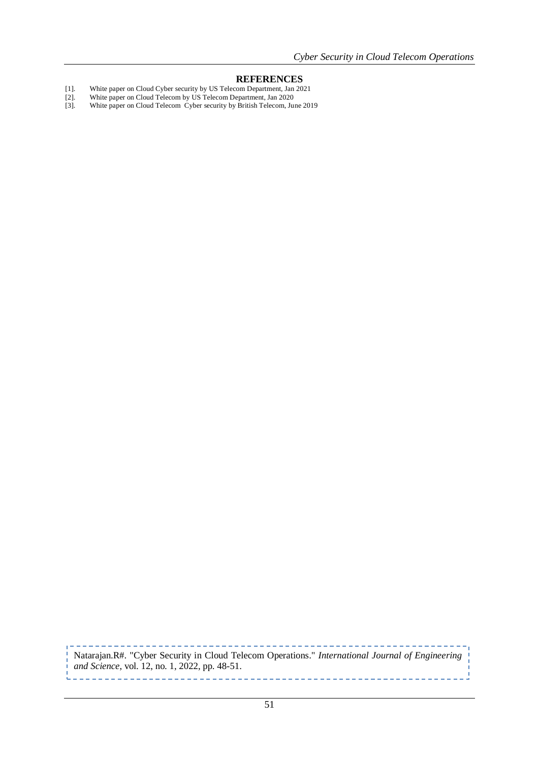## REFERENCES

[1]. White paper on Cloud Cyber security by US Telecom Department, Jan 2021
[2]. White paper on Cloud Telecom by US Telecom Department, Jan 2020
[3]. White paper on Cloud Telecom Cyber security by British Telecom, June 2019

Natarajan.R#. "Cyber Security in Cloud Telecom Operations." *International Journal of Engineering and Science*, vol. 12, no. 1, 2022, pp. 48-51.